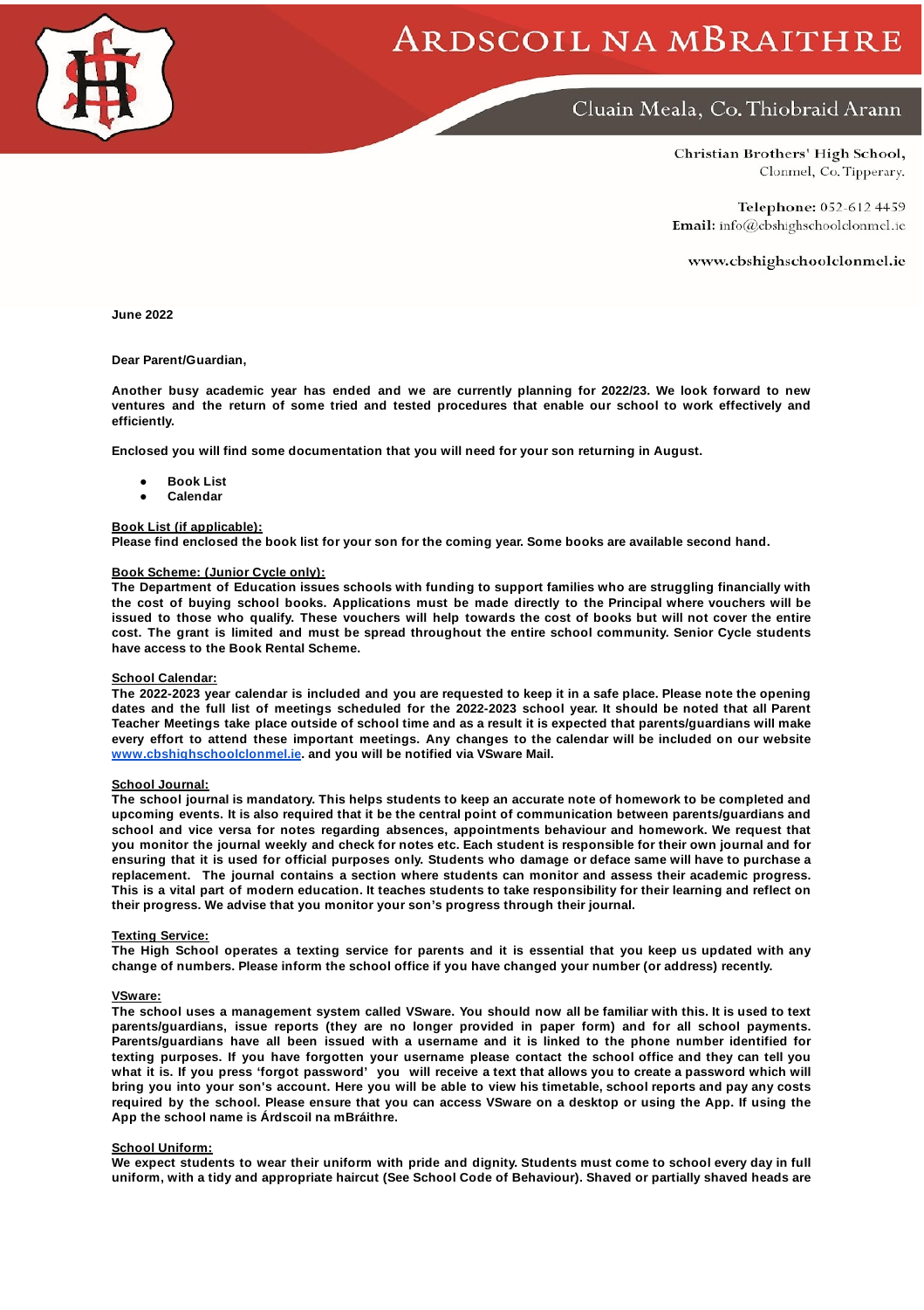# ARDSCOIL NA MBRAITHRE

Cluain Meala, Co. Thiobraid Arann

Christian Brothers' High School,
Clonmel, Co. Tipperary.

**Telephone:** 052-612 4459
**Email:** info@cbshighschoolclonmel.ie

www.cbshighschoolclonmel.ie

**June 2022**

**Dear Parent/Guardian,**

**Another busy academic year has ended and we are currently planning for 2022/23. We look forward to new ventures and the return of some tried and tested procedures that enable our school to work effectively and efficiently.**

**Enclosed you will find some documentation that you will need for your son returning in August.**

- **Book List**
- **Calendar**

**Book List (if applicable):**
**Please find enclosed the book list for your son for the coming year. Some books are available second hand.**

**Book Scheme: (Junior Cycle only):**
**The Department of Education issues schools with funding to support families who are struggling financially with the cost of buying school books. Applications must be made directly to the Principal where vouchers will be issued to those who qualify. These vouchers will help towards the cost of books but will not cover the entire cost. The grant is limited and must be spread throughout the entire school community. Senior Cycle students have access to the Book Rental Scheme.**

**School Calendar:**
**The 2022-2023 year calendar is included and you are requested to keep it in a safe place. Please note the opening dates and the full list of meetings scheduled for the 2022-2023 school year. It should be noted that all Parent Teacher Meetings take place outside of school time and as a result it is expected that parents/guardians will make every effort to attend these important meetings. Any changes to the calendar will be included on our website www.cbshighschoolclonmel.ie. and you will be notified via VSware Mail.**

**School Journal:**
**The school journal is mandatory. This helps students to keep an accurate note of homework to be completed and upcoming events. It is also required that it be the central point of communication between parents/guardians and school and vice versa for notes regarding absences, appointments behaviour and homework. We request that you monitor the journal weekly and check for notes etc. Each student is responsible for their own journal and for ensuring that it is used for official purposes only. Students who damage or deface same will have to purchase a replacement. The journal contains a section where students can monitor and assess their academic progress. This is a vital part of modern education. It teaches students to take responsibility for their learning and reflect on their progress. We advise that you monitor your son's progress through their journal.**

**Texting Service:**
**The High School operates a texting service for parents and it is essential that you keep us updated with any change of numbers. Please inform the school office if you have changed your number (or address) recently.**

**VSware:**
**The school uses a management system called VSware. You should now all be familiar with this. It is used to text parents/guardians, issue reports (they are no longer provided in paper form) and for all school payments. Parents/guardians have all been issued with a username and it is linked to the phone number identified for texting purposes. If you have forgotten your username please contact the school office and they can tell you what it is. If you press 'forgot password' you will receive a text that allows you to create a password which will bring you into your son's account. Here you will be able to view his timetable, school reports and pay any costs required by the school. Please ensure that you can access VSware on a desktop or using the App. If using the App the school name is Árdscoil na mBráithre.**

**School Uniform:**
**We expect students to wear their uniform with pride and dignity. Students must come to school every day in full uniform, with a tidy and appropriate haircut (See School Code of Behaviour). Shaved or partially shaved heads are**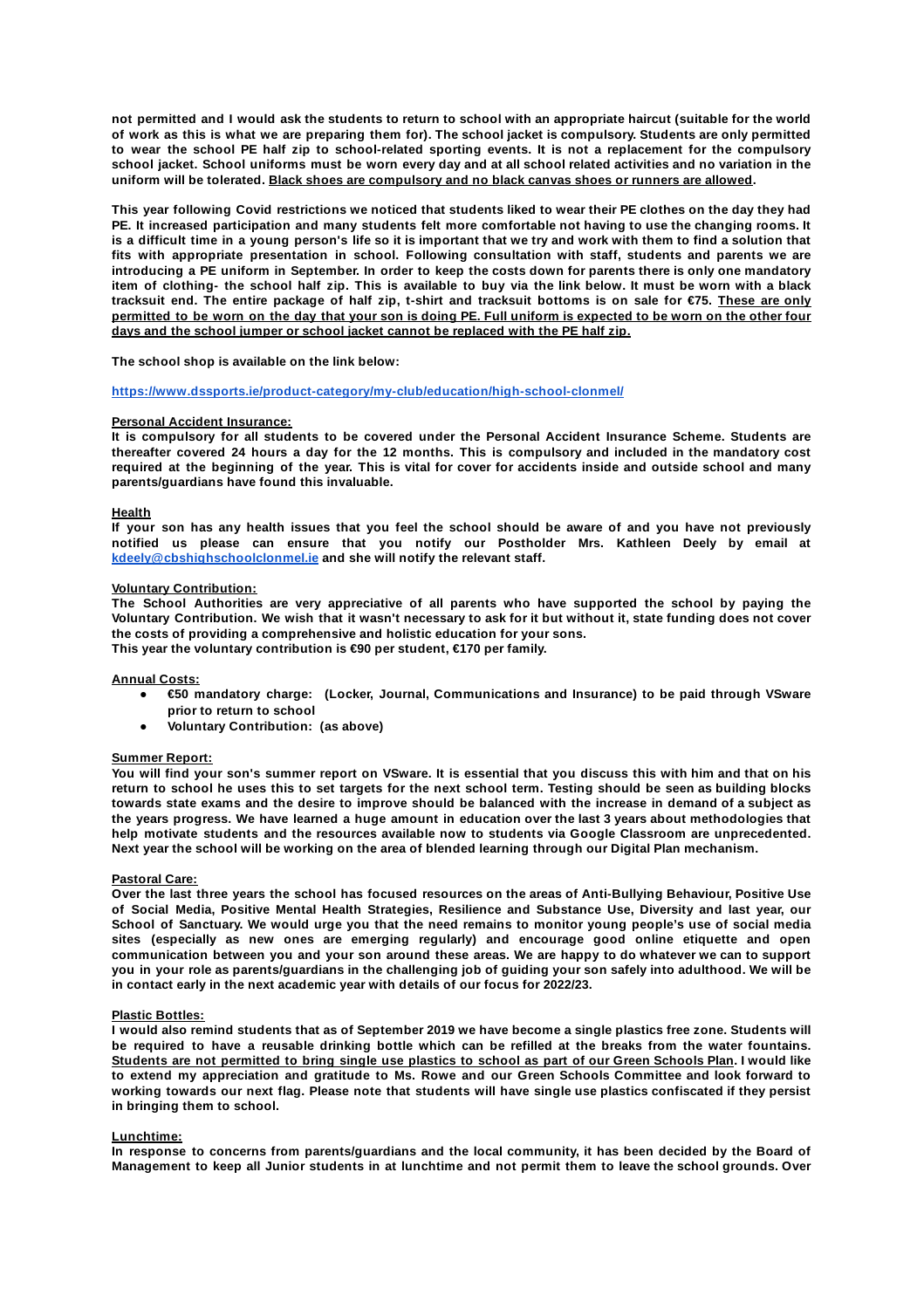**not permitted and I would ask the students to return to school with an appropriate haircut (suitable for the world of work as this is what we are preparing them for). The school jacket is compulsory. Students are only permitted to wear the school PE half zip to school-related sporting events. It is not a replacement for the compulsory school jacket. School uniforms must be worn every day and at all school related activities and no variation in the uniform will be tolerated. Black shoes are compulsory and no black canvas shoes or runners are allowed.**

**This year following Covid restrictions we noticed that students liked to wear their PE clothes on the day they had PE. It increased participation and many students felt more comfortable not having to use the changing rooms. It is a difficult time in a young person's life so it is important that we try and work with them to find a solution that fits with appropriate presentation in school. Following consultation with staff, students and parents we are introducing a PE uniform in September. In order to keep the costs down for parents there is only one mandatory item of clothing- the school half zip. This is available to buy via the link below. It must be worn with a black tracksuit end. The entire package of half zip, t-shirt and tracksuit bottoms is on sale for €75. These are only permitted to be worn on the day that your son is doing PE. Full uniform is expected to be worn on the other four days and the school jumper or school jacket cannot be replaced with the PE half zip.**

**The school shop is available on the link below:**

**https://www.dssports.ie/product-category/my-club/education/high-school-clonmel/**

**Personal Accident Insurance:**

**It is compulsory for all students to be covered under the Personal Accident Insurance Scheme. Students are thereafter covered 24 hours a day for the 12 months. This is compulsory and included in the mandatory cost required at the beginning of the year. This is vital for cover for accidents inside and outside school and many parents/guardians have found this invaluable.**

**Health**

**If your son has any health issues that you feel the school should be aware of and you have not previously notified us please can ensure that you notify our Postholder Mrs. Kathleen Deely by email at kdeely@cbshighschoolclonmel.ie and she will notify the relevant staff.**

**Voluntary Contribution:**

**The School Authorities are very appreciative of all parents who have supported the school by paying the Voluntary Contribution. We wish that it wasn't necessary to ask for it but without it, state funding does not cover the costs of providing a comprehensive and holistic education for your sons.**
**This year the voluntary contribution is €90 per student, €170 per family.**

**Annual Costs:**

- **€50 mandatory charge: (Locker, Journal, Communications and Insurance) to be paid through VSware prior to return to school**
- **Voluntary Contribution: (as above)**

**Summer Report:**

**You will find your son's summer report on VSware. It is essential that you discuss this with him and that on his return to school he uses this to set targets for the next school term. Testing should be seen as building blocks towards state exams and the desire to improve should be balanced with the increase in demand of a subject as the years progress. We have learned a huge amount in education over the last 3 years about methodologies that help motivate students and the resources available now to students via Google Classroom are unprecedented. Next year the school will be working on the area of blended learning through our Digital Plan mechanism.**

**Pastoral Care:**

**Over the last three years the school has focused resources on the areas of Anti-Bullying Behaviour, Positive Use of Social Media, Positive Mental Health Strategies, Resilience and Substance Use, Diversity and last year, our School of Sanctuary. We would urge you that the need remains to monitor young people's use of social media sites (especially as new ones are emerging regularly) and encourage good online etiquette and open communication between you and your son around these areas. We are happy to do whatever we can to support you in your role as parents/guardians in the challenging job of guiding your son safely into adulthood. We will be in contact early in the next academic year with details of our focus for 2022/23.**

**Plastic Bottles:**

**I would also remind students that as of September 2019 we have become a single plastics free zone. Students will be required to have a reusable drinking bottle which can be refilled at the breaks from the water fountains. Students are not permitted to bring single use plastics to school as part of our Green Schools Plan. I would like to extend my appreciation and gratitude to Ms. Rowe and our Green Schools Committee and look forward to working towards our next flag. Please note that students will have single use plastics confiscated if they persist in bringing them to school.**

**Lunchtime:**

**In response to concerns from parents/guardians and the local community, it has been decided by the Board of Management to keep all Junior students in at lunchtime and not permit them to leave the school grounds. Over**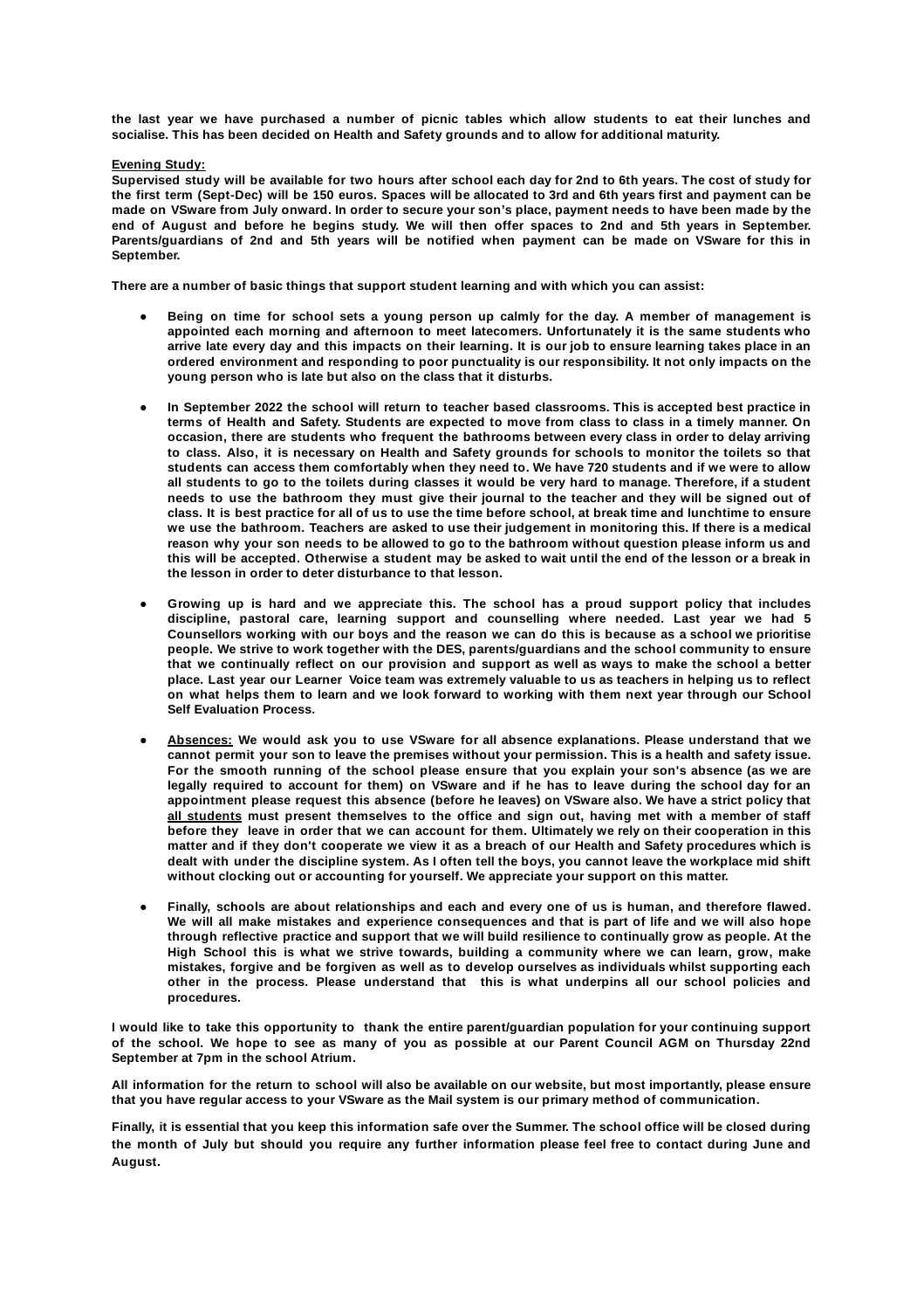**the last year we have purchased a number of picnic tables which allow students to eat their lunches and socialise. This has been decided on Health and Safety grounds and to allow for additional maturity.**

**Evening Study:**

**Supervised study will be available for two hours after school each day for 2nd to 6th years. The cost of study for the first term (Sept-Dec) will be 150 euros. Spaces will be allocated to 3rd and 6th years first and payment can be made on VSware from July onward. In order to secure your son's place, payment needs to have been made by the end of August and before he begins study. We will then offer spaces to 2nd and 5th years in September. Parents/guardians of 2nd and 5th years will be notified when payment can be made on VSware for this in September.**

**There are a number of basic things that support student learning and with which you can assist:**

- **Being on time for school sets a young person up calmly for the day. A member of management is appointed each morning and afternoon to meet latecomers. Unfortunately it is the same students who arrive late every day and this impacts on their learning. It is our job to ensure learning takes place in an ordered environment and responding to poor punctuality is our responsibility. It not only impacts on the young person who is late but also on the class that it disturbs.**

- **In September 2022 the school will return to teacher based classrooms. This is accepted best practice in terms of Health and Safety. Students are expected to move from class to class in a timely manner. On occasion, there are students who frequent the bathrooms between every class in order to delay arriving to class. Also, it is necessary on Health and Safety grounds for schools to monitor the toilets so that students can access them comfortably when they need to. We have 720 students and if we were to allow all students to go to the toilets during classes it would be very hard to manage. Therefore, if a student needs to use the bathroom they must give their journal to the teacher and they will be signed out of class. It is best practice for all of us to use the time before school, at break time and lunchtime to ensure we use the bathroom. Teachers are asked to use their judgement in monitoring this. If there is a medical reason why your son needs to be allowed to go to the bathroom without question please inform us and this will be accepted. Otherwise a student may be asked to wait until the end of the lesson or a break in the lesson in order to deter disturbance to that lesson.**

- **Growing up is hard and we appreciate this. The school has a proud support policy that includes discipline, pastoral care, learning support and counselling where needed. Last year we had 5 Counsellors working with our boys and the reason we can do this is because as a school we prioritise people. We strive to work together with the DES, parents/guardians and the school community to ensure that we continually reflect on our provision and support as well as ways to make the school a better place. Last year our Learner Voice team was extremely valuable to us as teachers in helping us to reflect on what helps them to learn and we look forward to working with them next year through our School Self Evaluation Process.**

- **<u>Absences:</u> We would ask you to use VSware for all absence explanations. Please understand that we cannot permit your son to leave the premises without your permission. This is a health and safety issue. For the smooth running of the school please ensure that you explain your son's absence (as we are legally required to account for them) on VSware and if he has to leave during the school day for an appointment please request this absence (before he leaves) on VSware also. We have a strict policy that <u>all students</u> must present themselves to the office and sign out, having met with a member of staff before they leave in order that we can account for them. Ultimately we rely on their cooperation in this matter and if they don't cooperate we view it as a breach of our Health and Safety procedures which is dealt with under the discipline system. As I often tell the boys, you cannot leave the workplace mid shift without clocking out or accounting for yourself. We appreciate your support on this matter.**

- **Finally, schools are about relationships and each and every one of us is human, and therefore flawed. We will all make mistakes and experience consequences and that is part of life and we will also hope through reflective practice and support that we will build resilience to continually grow as people. At the High School this is what we strive towards, building a community where we can learn, grow, make mistakes, forgive and be forgiven as well as to develop ourselves as individuals whilst supporting each other in the process. Please understand that this is what underpins all our school policies and procedures.**

**I would like to take this opportunity to thank the entire parent/guardian population for your continuing support of the school. We hope to see as many of you as possible at our Parent Council AGM on Thursday 22nd September at 7pm in the school Atrium.**

**All information for the return to school will also be available on our website, but most importantly, please ensure that you have regular access to your VSware as the Mail system is our primary method of communication.**

**Finally, it is essential that you keep this information safe over the Summer. The school office will be closed during the month of July but should you require any further information please feel free to contact during June and August.**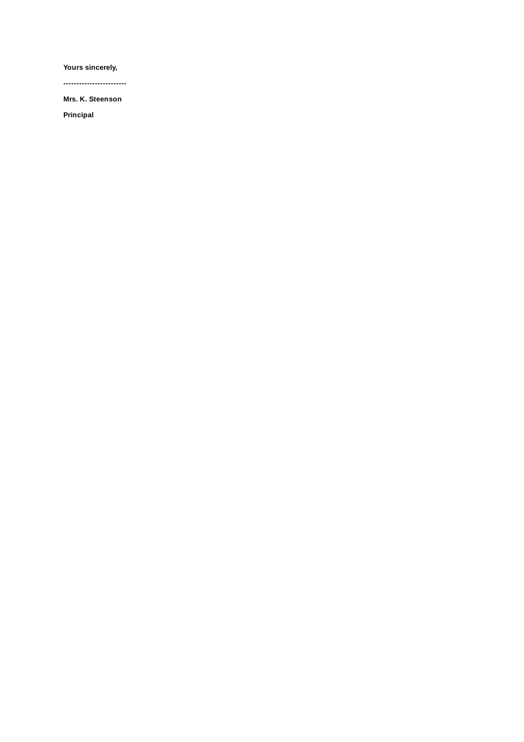**Yours sincerely,**

**------------------------**

**Mrs. K. Steenson**

**Principal**